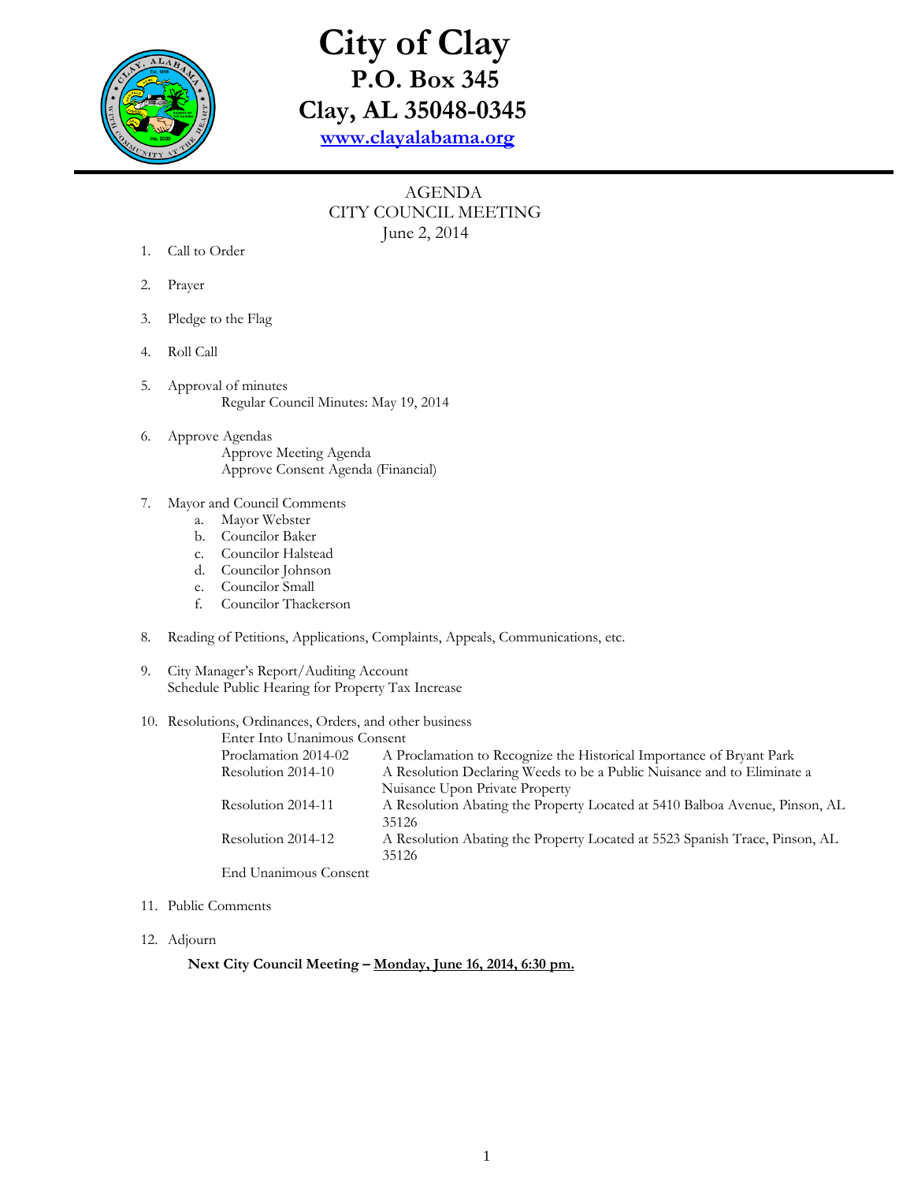# City of Clay

## P.O. Box 345

## Clay, AL 35048-0345

[www.clayalabama.org](http://www.clayalabama.org)

AGENDA
CITY COUNCIL MEETING
June 2, 2014

1. Call to Order
2. Prayer
3. Pledge to the Flag
4. Roll Call
5. Approval of minutes
   Regular Council Minutes: May 19, 2014
6. Approve Agendas
   Approve Meeting Agenda
   Approve Consent Agenda (Financial)
7. Mayor and Council Comments
   a. Mayor Webster
   b. Councilor Baker
   c. Councilor Halstead
   d. Councilor Johnson
   e. Councilor Small
   f. Councilor Thackerson
8. Reading of Petitions, Applications, Complaints, Appeals, Communications, etc.
9. City Manager's Report/Auditing Account
   Schedule Public Hearing for Property Tax Increase
10. Resolutions, Ordinances, Orders, and other business
    Enter Into Unanimous Consent

| | |
|---|---|
| Proclamation 2014-02 | A Proclamation to Recognize the Historical Importance of Bryant Park |
| Resolution 2014-10 | A Resolution Declaring Weeds to be a Public Nuisance and to Eliminate a Nuisance Upon Private Property |
| Resolution 2014-11 | A Resolution Abating the Property Located at 5410 Balboa Avenue, Pinson, AL 35126 |
| Resolution 2014-12 | A Resolution Abating the Property Located at 5523 Spanish Trace, Pinson, AL 35126 |

    End Unanimous Consent

11. Public Comments
12. Adjourn

**Next City Council Meeting – Monday, June 16, 2014, 6:30 pm.**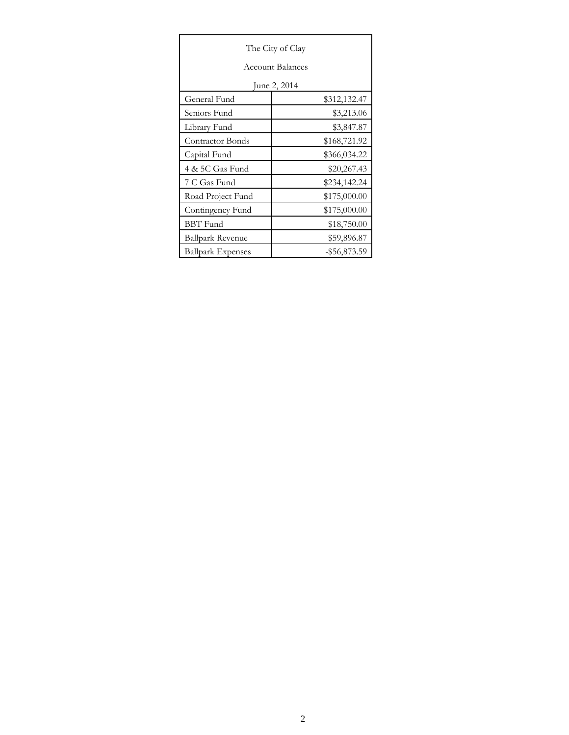The City of Clay

Account Balances

June 2, 2014

| | |
|---|---|
| General Fund | $312,132.47 |
| Seniors Fund | $3,213.06 |
| Library Fund | $3,847.87 |
| Contractor Bonds | $168,721.92 |
| Capital Fund | $366,034.22 |
| 4 & 5C Gas Fund | $20,267.43 |
| 7 C Gas Fund | $234,142.24 |
| Road Project Fund | $175,000.00 |
| Contingency Fund | $175,000.00 |
| BBT Fund | $18,750.00 |
| Ballpark Revenue | $59,896.87 |
| Ballpark Expenses | -$56,873.59 |